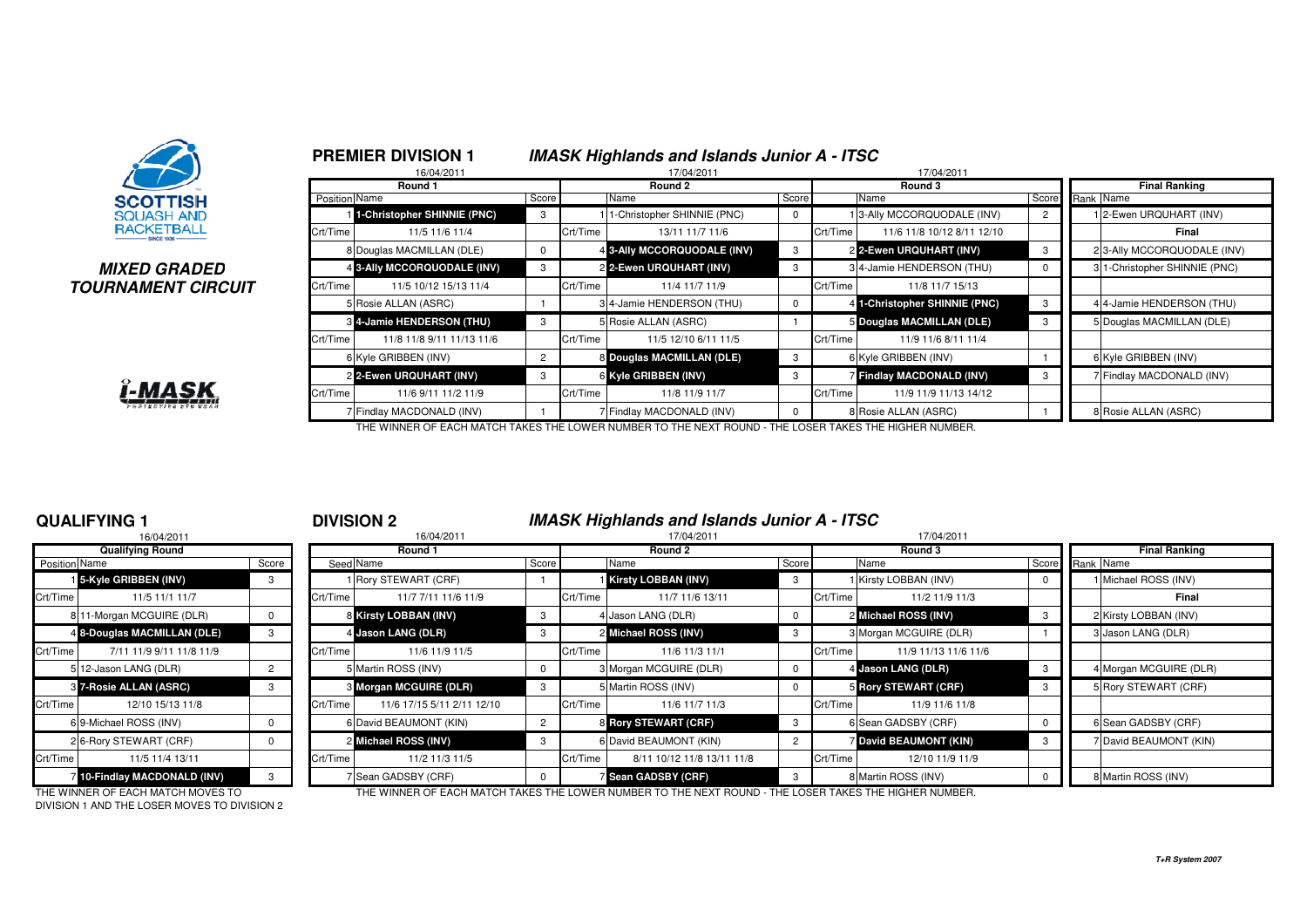**MIXED GRADED TOURNAMENT CIRCUIT**

## PREMIER DIVISION 1

### *IMASK Highlands and Islands Junior A - ITSC*

| Round 1 (16/04/2011) | | | Round 2 (17/04/2011) | | | Round 3 (17/04/2011) | | | Final Ranking | |
|---|---|---|---|---|---|---|---|---|---|---|
| Position | Name | Score | | Name | Score | | Name | Score | Rank | Name |
| 1 | **1-Christopher SHINNIE (PNC)** | 3 | 1 | 1-Christopher SHINNIE (PNC) | 0 | 1 | 3-Ally MCCORQUODALE (INV) | 2 | 1 | 2-Ewen URQUHART (INV) |
| Crt/Time | 11/5 11/6 11/4 | | Crt/Time | 13/11 11/7 11/6 | | Crt/Time | 11/6 11/8 10/12 8/11 12/10 | | | **Final** |
| 8 | Douglas MACMILLAN (DLE) | 0 | 4 | **3-Ally MCCORQUODALE (INV)** | 3 | 2 | **2-Ewen URQUHART (INV)** | 3 | 2 | 3-Ally MCCORQUODALE (INV) |
| 4 | **3-Ally MCCORQUODALE (INV)** | 3 | 2 | **2-Ewen URQUHART (INV)** | 3 | 3 | 4-Jamie HENDERSON (THU) | 0 | 3 | 1-Christopher SHINNIE (PNC) |
| Crt/Time | 11/5 10/12 15/13 11/4 | | Crt/Time | 11/4 11/7 11/9 | | Crt/Time | 11/8 11/7 15/13 | | | |
| 5 | Rosie ALLAN (ASRC) | 1 | 3 | 4-Jamie HENDERSON (THU) | 0 | 4 | **1-Christopher SHINNIE (PNC)** | 3 | 4 | 4-Jamie HENDERSON (THU) |
| 3 | **4-Jamie HENDERSON (THU)** | 3 | 5 | Rosie ALLAN (ASRC) | 1 | 5 | **Douglas MACMILLAN (DLE)** | 3 | 5 | Douglas MACMILLAN (DLE) |
| Crt/Time | 11/8 11/8 9/11 11/13 11/6 | | Crt/Time | 11/5 12/10 6/11 11/5 | | Crt/Time | 11/9 11/6 8/11 11/4 | | | |
| 6 | Kyle GRIBBEN (INV) | 2 | 8 | **Douglas MACMILLAN (DLE)** | 3 | 6 | Kyle GRIBBEN (INV) | 1 | 6 | Kyle GRIBBEN (INV) |
| 2 | **2-Ewen URQUHART (INV)** | 3 | 6 | **Kyle GRIBBEN (INV)** | 3 | 7 | **Findlay MACDONALD (INV)** | 3 | 7 | Findlay MACDONALD (INV) |
| Crt/Time | 11/6 9/11 11/2 11/9 | | Crt/Time | 11/8 11/9 11/7 | | Crt/Time | 11/9 11/9 11/13 14/12 | | | |
| 7 | Findlay MACDONALD (INV) | 1 | 7 | Findlay MACDONALD (INV) | 0 | 8 | Rosie ALLAN (ASRC) | 1 | 8 | Rosie ALLAN (ASRC) |

THE WINNER OF EACH MATCH TAKES THE LOWER NUMBER TO THE NEXT ROUND - THE LOSER TAKES THE HIGHER NUMBER.

## QUALIFYING 1

16/04/2011

| Qualifying Round | | |
|---|---|---|
| Position | Name | Score |
| 1 | **5-Kyle GRIBBEN (INV)** | 3 |
| Crt/Time | 11/5 11/1 11/7 | |
| 8 | 11-Morgan MCGUIRE (DLR) | 0 |
| 4 | **8-Douglas MACMILLAN (DLE)** | 3 |
| Crt/Time | 7/11 11/9 11/8 11/9 | |
| 5 | 12-Jason LANG (DLR) | 2 |
| 3 | **7-Rosie ALLAN (ASRC)** | 3 |
| Crt/Time | 12/10 15/13 11/8 | |
| 6 | 9-Michael ROSS (INV) | 0 |
| 2 | 6-Rory STEWART (CRF) | 0 |
| Crt/Time | 11/5 11/4 13/11 | |
| 7 | **10-Findlay MACDONALD (INV)** | 3 |

THE WINNER OF EACH MATCH MOVES TO DIVISION 1 AND THE LOSER MOVES TO DIVISION 2

## DIVISION 2

### *IMASK Highlands and Islands Junior A - ITSC*

| Round 1 (16/04/2011) | | | Round 2 (17/04/2011) | | | Round 3 (17/04/2011) | | | Final Ranking | |
|---|---|---|---|---|---|---|---|---|---|---|
| Seed | Name | Score | | Name | Score | | Name | Score | Rank | Name |
| 1 | Rory STEWART (CRF) | 1 | 1 | **Kirsty LOBBAN (INV)** | 3 | 1 | Kirsty LOBBAN (INV) | 0 | 1 | Michael ROSS (INV) |
| Crt/Time | 11/7 7/11 11/6 11/9 | | Crt/Time | 11/7 11/6 13/11 | | Crt/Time | 11/2 11/9 11/3 | | | **Final** |
| 8 | **Kirsty LOBBAN (INV)** | 3 | 4 | Jason LANG (DLR) | 0 | 2 | **Michael ROSS (INV)** | 3 | 2 | Kirsty LOBBAN (INV) |
| 4 | **Jason LANG (DLR)** | 3 | 2 | **Michael ROSS (INV)** | 3 | 3 | Morgan MCGUIRE (DLR) | 1 | 3 | Jason LANG (DLR) |
| Crt/Time | 11/6 11/9 11/5 | | Crt/Time | 11/6 11/3 11/1 | | Crt/Time | 11/9 11/13 11/6 11/6 | | | |
| 5 | Martin ROSS (INV) | 0 | 3 | Morgan MCGUIRE (DLR) | 0 | 4 | **Jason LANG (DLR)** | 3 | 4 | Morgan MCGUIRE (DLR) |
| 3 | **Morgan MCGUIRE (DLR)** | 3 | 5 | Martin ROSS (INV) | 0 | 5 | **Rory STEWART (CRF)** | 3 | 5 | Rory STEWART (CRF) |
| Crt/Time | 11/6 17/15 5/11 2/11 12/10 | | Crt/Time | 11/6 11/7 11/3 | | Crt/Time | 11/9 11/6 11/8 | | | |
| 6 | David BEAUMONT (KIN) | 2 | 8 | **Rory STEWART (CRF)** | 3 | 6 | Sean GADSBY (CRF) | 0 | 6 | Sean GADSBY (CRF) |
| 2 | **Michael ROSS (INV)** | 3 | 6 | David BEAUMONT (KIN) | 2 | 7 | **David BEAUMONT (KIN)** | 3 | 7 | David BEAUMONT (KIN) |
| Crt/Time | 11/2 11/3 11/5 | | Crt/Time | 8/11 10/12 11/8 13/11 11/8 | | Crt/Time | 12/10 11/9 11/9 | | | |
| 7 | Sean GADSBY (CRF) | 0 | 7 | **Sean GADSBY (CRF)** | 3 | 8 | Martin ROSS (INV) | 0 | 8 | Martin ROSS (INV) |

THE WINNER OF EACH MATCH TAKES THE LOWER NUMBER TO THE NEXT ROUND - THE LOSER TAKES THE HIGHER NUMBER.

*T+R System 2007*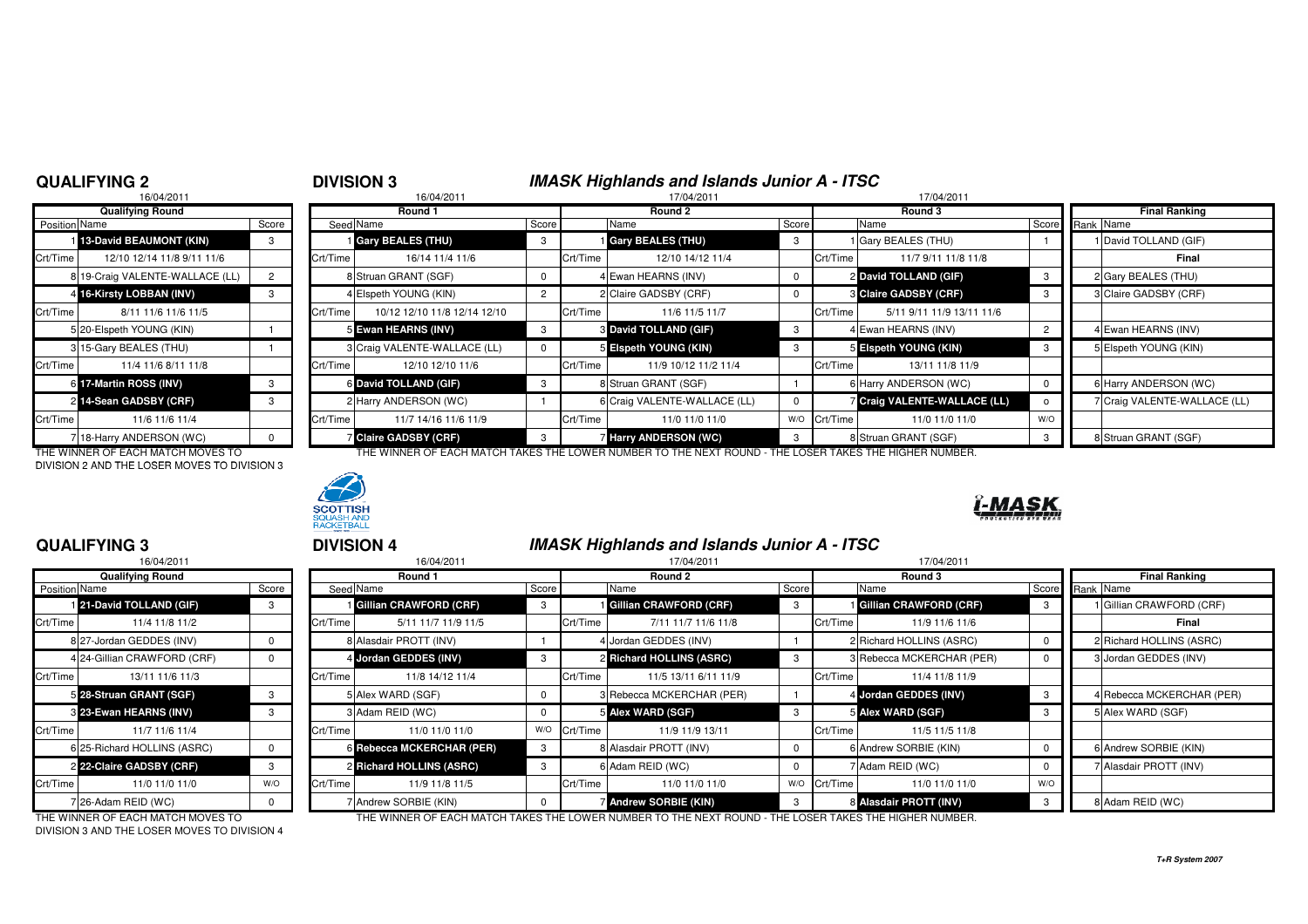## QUALIFYING 2

16/04/2011

| Qualifying Round | | |
|---|---|---|
| Position | Name | Score |
| 1 | 13-David BEAUMONT (KIN) | 3 |
| Crt/Time | 12/10 12/14 11/8 9/11 11/6 | |
| 8 | 19-Craig VALENTE-WALLACE (LL) | 2 |
| 4 | 16-Kirsty LOBBAN (INV) | 3 |
| Crt/Time | 8/11 11/6 11/6 11/5 | |
| 5 | 20-Elspeth YOUNG (KIN) | 1 |
| 3 | 15-Gary BEALES (THU) | 1 |
| Crt/Time | 11/4 11/6 8/11 11/8 | |
| 6 | 17-Martin ROSS (INV) | 3 |
| 2 | 14-Sean GADSBY (CRF) | 3 |
| Crt/Time | 11/6 11/6 11/4 | |
| 7 | 18-Harry ANDERSON (WC) | 0 |

THE WINNER OF EACH MATCH MOVES TO DIVISION 2 AND THE LOSER MOVES TO DIVISION 3

## DIVISION 3

## *IMASK Highlands and Islands Junior A - ITSC*

| Round 1 (16/04/2011) | | | Round 2 (17/04/2011) | | | Round 3 (17/04/2011) | | | Final Ranking | |
|---|---|---|---|---|---|---|---|---|---|---|
| Seed | Name | Score | | Name | Score | | Name | Score | Rank | Name |
| 1 | Gary BEALES (THU) | 3 | 1 | Gary BEALES (THU) | 3 | 1 | Gary BEALES (THU) | 1 | 1 | David TOLLAND (GIF) |
| Crt/Time | 16/14 11/4 11/6 | | Crt/Time | 12/10 14/12 11/4 | | Crt/Time | 11/7 9/11 11/8 11/8 | | | Final |
| 8 | Struan GRANT (SGF) | 0 | 4 | Ewan HEARNS (INV) | 0 | 2 | David TOLLAND (GIF) | 3 | 2 | Gary BEALES (THU) |
| 4 | Elspeth YOUNG (KIN) | 2 | 2 | Claire GADSBY (CRF) | 0 | 3 | Claire GADSBY (CRF) | 3 | 3 | Claire GADSBY (CRF) |
| Crt/Time | 10/12 12/10 11/8 12/14 12/10 | | Crt/Time | 11/6 11/5 11/7 | | Crt/Time | 5/11 9/11 11/9 13/11 11/6 | | | |
| 5 | Ewan HEARNS (INV) | 3 | 3 | David TOLLAND (GIF) | 3 | 4 | Ewan HEARNS (INV) | 2 | 4 | Ewan HEARNS (INV) |
| 3 | Craig VALENTE-WALLACE (LL) | 0 | 5 | Elspeth YOUNG (KIN) | 3 | 5 | Elspeth YOUNG (KIN) | 3 | 5 | Elspeth YOUNG (KIN) |
| Crt/Time | 12/10 12/10 11/6 | | Crt/Time | 11/9 10/12 11/2 11/4 | | Crt/Time | 13/11 11/8 11/9 | | | |
| 6 | David TOLLAND (GIF) | 3 | 8 | Struan GRANT (SGF) | 1 | 6 | Harry ANDERSON (WC) | 0 | 6 | Harry ANDERSON (WC) |
| 2 | Harry ANDERSON (WC) | 1 | 6 | Craig VALENTE-WALLACE (LL) | 0 | 7 | Craig VALENTE-WALLACE (LL) | o | 7 | Craig VALENTE-WALLACE (LL) |
| Crt/Time | 11/7 14/16 11/6 11/9 | | Crt/Time | 11/0 11/0 11/0 | W/O | Crt/Time | 11/0 11/0 11/0 | W/O | | |
| 7 | Claire GADSBY (CRF) | 3 | 7 | Harry ANDERSON (WC) | 3 | 8 | Struan GRANT (SGF) | 3 | 8 | Struan GRANT (SGF) |

THE WINNER OF EACH MATCH TAKES THE LOWER NUMBER TO THE NEXT ROUND - THE LOSER TAKES THE HIGHER NUMBER.

## QUALIFYING 3

16/04/2011

| Qualifying Round | | |
|---|---|---|
| Position | Name | Score |
| 1 | 21-David TOLLAND (GIF) | 3 |
| Crt/Time | 11/4 11/8 11/2 | |
| 8 | 27-Jordan GEDDES (INV) | 0 |
| 4 | 24-Gillian CRAWFORD (CRF) | 0 |
| Crt/Time | 13/11 11/6 11/3 | |
| 5 | 28-Struan GRANT (SGF) | 3 |
| 3 | 23-Ewan HEARNS (INV) | 3 |
| Crt/Time | 11/7 11/6 11/4 | |
| 6 | 25-Richard HOLLINS (ASRC) | 0 |
| 2 | 22-Claire GADSBY (CRF) | 3 |
| Crt/Time | 11/0 11/0 11/0 | W/O |
| 7 | 26-Adam REID (WC) | 0 |

THE WINNER OF EACH MATCH MOVES TO DIVISION 3 AND THE LOSER MOVES TO DIVISION 4

## DIVISION 4

## *IMASK Highlands and Islands Junior A - ITSC*

| Round 1 (16/04/2011) | | | Round 2 (17/04/2011) | | | Round 3 (17/04/2011) | | | Final Ranking | |
|---|---|---|---|---|---|---|---|---|---|---|
| Seed | Name | Score | | Name | Score | | Name | Score | Rank | Name |
| 1 | Gillian CRAWFORD (CRF) | 3 | 1 | Gillian CRAWFORD (CRF) | 3 | 1 | Gillian CRAWFORD (CRF) | 3 | 1 | Gillian CRAWFORD (CRF) |
| Crt/Time | 5/11 11/7 11/9 11/5 | | Crt/Time | 7/11 11/7 11/6 11/8 | | Crt/Time | 11/9 11/6 11/6 | | | Final |
| 8 | Alasdair PROTT (INV) | 1 | 4 | Jordan GEDDES (INV) | 1 | 2 | Richard HOLLINS (ASRC) | 0 | 2 | Richard HOLLINS (ASRC) |
| 4 | Jordan GEDDES (INV) | 3 | 2 | Richard HOLLINS (ASRC) | 3 | 3 | Rebecca MCKERCHAR (PER) | 0 | 3 | Jordan GEDDES (INV) |
| Crt/Time | 11/8 14/12 11/4 | | Crt/Time | 11/5 13/11 6/11 11/9 | | Crt/Time | 11/4 11/8 11/9 | | | |
| 5 | Alex WARD (SGF) | 0 | 3 | Rebecca MCKERCHAR (PER) | 1 | 4 | Jordan GEDDES (INV) | 3 | 4 | Rebecca MCKERCHAR (PER) |
| 3 | Adam REID (WC) | 0 | 5 | Alex WARD (SGF) | 3 | 5 | Alex WARD (SGF) | 3 | 5 | Alex WARD (SGF) |
| Crt/Time | 11/0 11/0 11/0 | W/O | Crt/Time | 11/9 11/9 13/11 | | Crt/Time | 11/5 11/5 11/8 | | | |
| 6 | Rebecca MCKERCHAR (PER) | 3 | 8 | Alasdair PROTT (INV) | 0 | 6 | Andrew SORBIE (KIN) | 0 | 6 | Andrew SORBIE (KIN) |
| 2 | Richard HOLLINS (ASRC) | 3 | 6 | Adam REID (WC) | 0 | 7 | Adam REID (WC) | 0 | 7 | Alasdair PROTT (INV) |
| Crt/Time | 11/9 11/8 11/5 | | Crt/Time | 11/0 11/0 11/0 | W/O | Crt/Time | 11/0 11/0 11/0 | W/O | | |
| 7 | Andrew SORBIE (KIN) | 0 | 7 | Andrew SORBIE (KIN) | 3 | 8 | Alasdair PROTT (INV) | 3 | 8 | Adam REID (WC) |

THE WINNER OF EACH MATCH TAKES THE LOWER NUMBER TO THE NEXT ROUND - THE LOSER TAKES THE HIGHER NUMBER.

*T+R System 2007*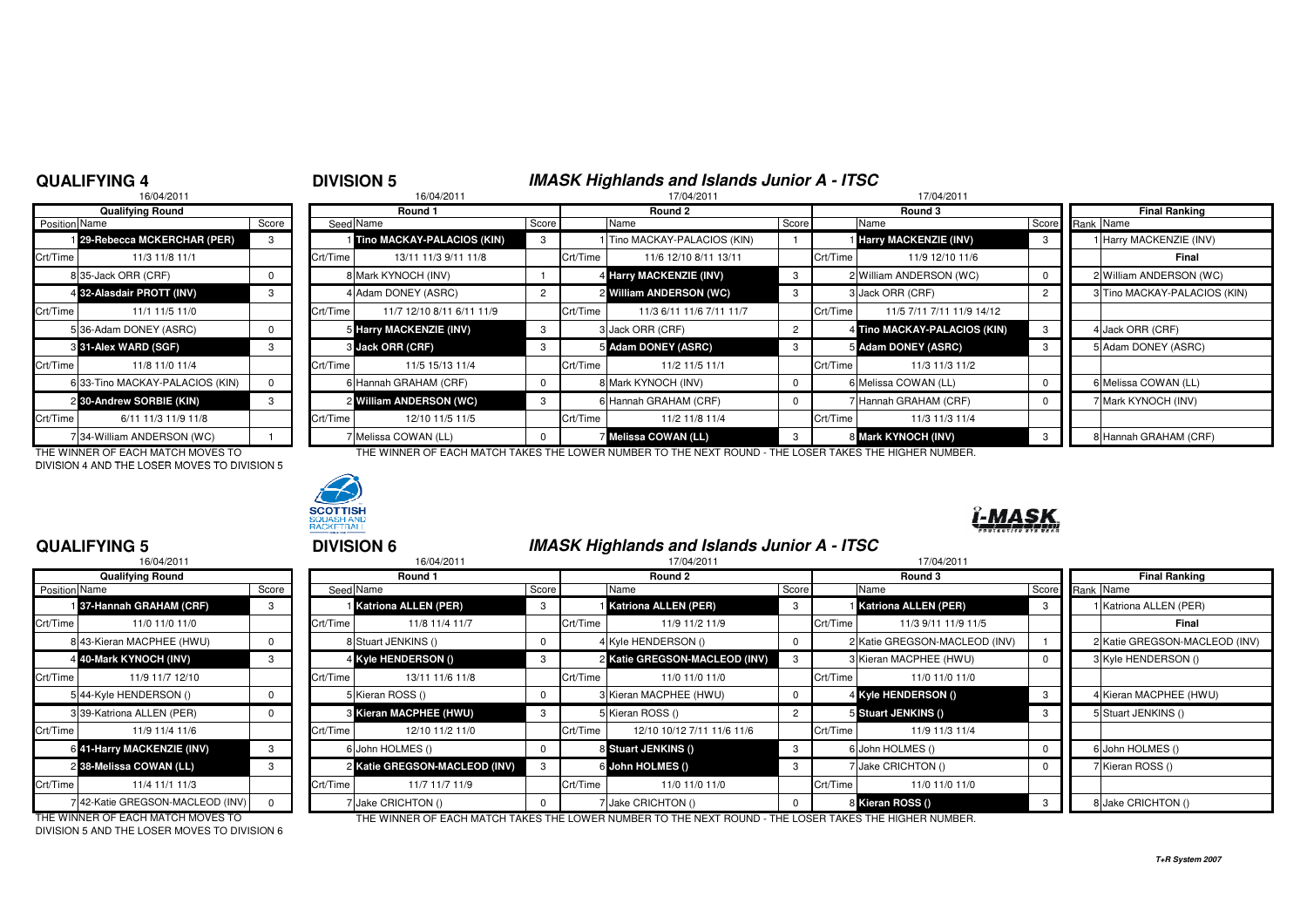## QUALIFYING 4

16/04/2011

| Position | Name | Score |
|---|---|---|
| 1 | **29-Rebecca MCKERCHAR (PER)** | 3 |
| Crt/Time | 11/3 11/8 11/1 | |
| 8 | 35-Jack ORR (CRF) | 0 |
| 4 | **32-Alasdair PROTT (INV)** | 3 |
| Crt/Time | 11/1 11/5 11/0 | |
| 5 | 36-Adam DONEY (ASRC) | 0 |
| 3 | **31-Alex WARD (SGF)** | 3 |
| Crt/Time | 11/8 11/0 11/4 | |
| 6 | 33-Tino MACKAY-PALACIOS (KIN) | 0 |
| 2 | **30-Andrew SORBIE (KIN)** | 3 |
| Crt/Time | 6/11 11/3 11/9 11/8 | |
| 7 | 34-William ANDERSON (WC) | 1 |

THE WINNER OF EACH MATCH MOVES TO DIVISION 4 AND THE LOSER MOVES TO DIVISION 5

## DIVISION 5

### *IMASK Highlands and Islands Junior A - ITSC*

| Round 1 (16/04/2011) | | Score | Round 2 (17/04/2011) | | Score | Round 3 (17/04/2011) | | Score |
|---|---|---|---|---|---|---|---|---|
| Seed | Name | | | Name | | | Name | |
| 1 | **Tino MACKAY-PALACIOS (KIN)** | 3 | 1 | Tino MACKAY-PALACIOS (KIN) | 1 | 1 | **Harry MACKENZIE (INV)** | 3 |
| Crt/Time | 13/11 11/3 9/11 11/8 | | Crt/Time | 11/6 12/10 8/11 13/11 | | Crt/Time | 11/9 12/10 11/6 | |
| 8 | Mark KYNOCH (INV) | 1 | 4 | **Harry MACKENZIE (INV)** | 3 | 2 | William ANDERSON (WC) | 0 |
| 4 | Adam DONEY (ASRC) | 2 | 2 | **William ANDERSON (WC)** | 3 | 3 | Jack ORR (CRF) | 2 |
| Crt/Time | 11/7 12/10 8/11 6/11 11/9 | | Crt/Time | 11/3 6/11 11/6 7/11 11/7 | | Crt/Time | 11/5 7/11 7/11 11/9 14/12 | |
| 5 | **Harry MACKENZIE (INV)** | 3 | 3 | Jack ORR (CRF) | 2 | 4 | **Tino MACKAY-PALACIOS (KIN)** | 3 |
| 3 | **Jack ORR (CRF)** | 3 | 5 | **Adam DONEY (ASRC)** | 3 | 5 | **Adam DONEY (ASRC)** | 3 |
| Crt/Time | 11/5 15/13 11/4 | | Crt/Time | 11/2 11/5 11/1 | | Crt/Time | 11/3 11/3 11/2 | |
| 6 | Hannah GRAHAM (CRF) | 0 | 8 | Mark KYNOCH (INV) | 0 | 6 | Melissa COWAN (LL) | 0 |
| 2 | **William ANDERSON (WC)** | 3 | 6 | Hannah GRAHAM (CRF) | 0 | 7 | Hannah GRAHAM (CRF) | 0 |
| Crt/Time | 12/10 11/5 11/5 | | Crt/Time | 11/2 11/8 11/4 | | Crt/Time | 11/3 11/3 11/4 | |
| 7 | Melissa COWAN (LL) | 0 | 7 | **Melissa COWAN (LL)** | 3 | 8 | **Mark KYNOCH (INV)** | 3 |

**Final Ranking**

| Rank | Name |
|---|---|
| 1 | Harry MACKENZIE (INV) |
| | **Final** |
| 2 | William ANDERSON (WC) |
| 3 | Tino MACKAY-PALACIOS (KIN) |
| 4 | Jack ORR (CRF) |
| 5 | Adam DONEY (ASRC) |
| 6 | Melissa COWAN (LL) |
| 7 | Mark KYNOCH (INV) |
| 8 | Hannah GRAHAM (CRF) |

THE WINNER OF EACH MATCH TAKES THE LOWER NUMBER TO THE NEXT ROUND - THE LOSER TAKES THE HIGHER NUMBER.

## QUALIFYING 5

16/04/2011

| Position | Name | Score |
|---|---|---|
| 1 | **37-Hannah GRAHAM (CRF)** | 3 |
| Crt/Time | 11/0 11/0 11/0 | |
| 8 | 43-Kieran MACPHEE (HWU) | 0 |
| 4 | **40-Mark KYNOCH (INV)** | 3 |
| Crt/Time | 11/9 11/7 12/10 | |
| 5 | 44-Kyle HENDERSON () | 0 |
| 3 | 39-Katriona ALLEN (PER) | 0 |
| Crt/Time | 11/9 11/4 11/6 | |
| 6 | **41-Harry MACKENZIE (INV)** | 3 |
| 2 | **38-Melissa COWAN (LL)** | 3 |
| Crt/Time | 11/4 11/1 11/3 | |
| 7 | 42-Katie GREGSON-MACLEOD (INV) | 0 |

THE WINNER OF EACH MATCH MOVES TO DIVISION 5 AND THE LOSER MOVES TO DIVISION 6

## DIVISION 6

### *IMASK Highlands and Islands Junior A - ITSC*

| Round 1 (16/04/2011) | | Score | Round 2 (17/04/2011) | | Score | Round 3 (17/04/2011) | | Score |
|---|---|---|---|---|---|---|---|---|
| Seed | Name | | | Name | | | Name | |
| 1 | **Katriona ALLEN (PER)** | 3 | 1 | **Katriona ALLEN (PER)** | 3 | 1 | **Katriona ALLEN (PER)** | 3 |
| Crt/Time | 11/8 11/4 11/7 | | Crt/Time | 11/9 11/2 11/9 | | Crt/Time | 11/3 9/11 11/9 11/5 | |
| 8 | Stuart JENKINS () | 0 | 4 | Kyle HENDERSON () | 0 | 2 | Katie GREGSON-MACLEOD (INV) | 1 |
| 4 | **Kyle HENDERSON ()** | 3 | 2 | **Katie GREGSON-MACLEOD (INV)** | 3 | 3 | Kieran MACPHEE (HWU) | 0 |
| Crt/Time | 13/11 11/6 11/8 | | Crt/Time | 11/0 11/0 11/0 | | Crt/Time | 11/0 11/0 11/0 | |
| 5 | Kieran ROSS () | 0 | 3 | Kieran MACPHEE (HWU) | 0 | 4 | **Kyle HENDERSON ()** | 3 |
| 3 | **Kieran MACPHEE (HWU)** | 3 | 5 | Kieran ROSS () | 2 | 5 | **Stuart JENKINS ()** | 3 |
| Crt/Time | 12/10 11/2 11/0 | | Crt/Time | 12/10 10/12 7/11 11/6 11/6 | | Crt/Time | 11/9 11/3 11/4 | |
| 6 | John HOLMES () | 0 | 8 | **Stuart JENKINS ()** | 3 | 6 | John HOLMES () | 0 |
| 2 | **Katie GREGSON-MACLEOD (INV)** | 3 | 6 | **John HOLMES ()** | 3 | 7 | Jake CRICHTON () | 0 |
| Crt/Time | 11/7 11/7 11/9 | | Crt/Time | 11/0 11/0 11/0 | | Crt/Time | 11/0 11/0 11/0 | |
| 7 | Jake CRICHTON () | 0 | 7 | Jake CRICHTON () | 0 | 8 | **Kieran ROSS ()** | 3 |

**Final Ranking**

| Rank | Name |
|---|---|
| 1 | Katriona ALLEN (PER) |
| | **Final** |
| 2 | Katie GREGSON-MACLEOD (INV) |
| 3 | Kyle HENDERSON () |
| 4 | Kieran MACPHEE (HWU) |
| 5 | Stuart JENKINS () |
| 6 | John HOLMES () |
| 7 | Kieran ROSS () |
| 8 | Jake CRICHTON () |

THE WINNER OF EACH MATCH TAKES THE LOWER NUMBER TO THE NEXT ROUND - THE LOSER TAKES THE HIGHER NUMBER.

*T+R System 2007*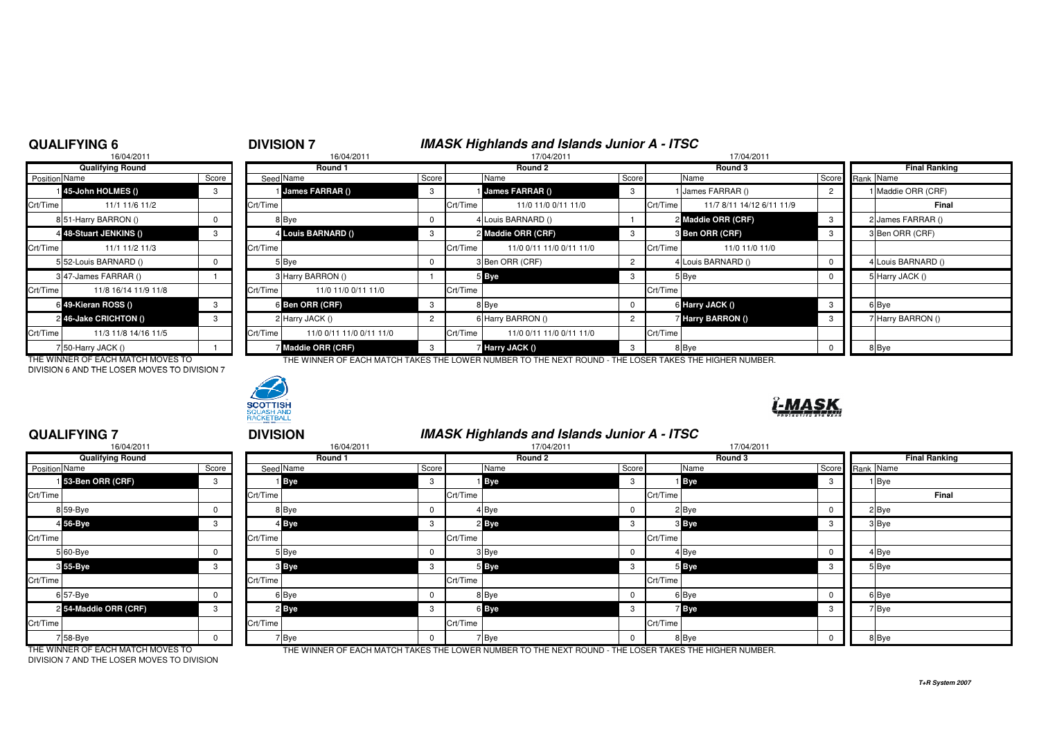## QUALIFYING 6

16/04/2011

| Qualifying Round | | |
|---|---|---|
| Position | Name | Score |
| 1 | 45-John HOLMES () | 3 |
| Crt/Time | 11/1 11/6 11/2 | |
| 8 | 51-Harry BARRON () | 0 |
| 4 | 48-Stuart JENKINS () | 3 |
| Crt/Time | 11/1 11/2 11/3 | |
| 5 | 52-Louis BARNARD () | 0 |
| 3 | 47-James FARRAR () | 1 |
| Crt/Time | 11/8 16/14 11/9 11/8 | |
| 6 | 49-Kieran ROSS () | 3 |
| 2 | 46-Jake CRICHTON () | 3 |
| Crt/Time | 11/3 11/8 14/16 11/5 | |
| 7 | 50-Harry JACK () | 1 |

THE WINNER OF EACH MATCH MOVES TO DIVISION 6 AND THE LOSER MOVES TO DIVISION 7

## DIVISION 7

### IMASK Highlands and Islands Junior A - ITSC

| Round 1 (16/04/2011) | | | Round 2 (17/04/2011) | | | Round 3 (17/04/2011) | | | Final Ranking | |
|---|---|---|---|---|---|---|---|---|---|---|
| Seed | Name | Score | | Name | Score | | Name | Score | Rank | Name |
| 1 | James FARRAR () | 3 | 1 | James FARRAR () | 3 | 1 | James FARRAR () | 2 | 1 | Maddie ORR (CRF) |
| Crt/Time | | | Crt/Time | 11/0 11/0 0/11 11/0 | | Crt/Time | 11/7 8/11 14/12 6/11 11/9 | | | Final |
| 8 | Bye | 0 | 4 | Louis BARNARD () | 1 | 2 | Maddie ORR (CRF) | 3 | 2 | James FARRAR () |
| 4 | Louis BARNARD () | 3 | 2 | Maddie ORR (CRF) | 3 | 3 | Ben ORR (CRF) | 3 | 3 | Ben ORR (CRF) |
| Crt/Time | | | Crt/Time | 11/0 0/11 11/0 0/11 11/0 | | Crt/Time | 11/0 11/0 11/0 | | | |
| 5 | Bye | 0 | 3 | Ben ORR (CRF) | 2 | 4 | Louis BARNARD () | 0 | 4 | Louis BARNARD () |
| 3 | Harry BARRON () | 1 | 5 | Bye | 3 | 5 | Bye | 0 | 5 | Harry JACK () |
| Crt/Time | 11/0 11/0 0/11 11/0 | | Crt/Time | | | Crt/Time | | | | |
| 6 | Ben ORR (CRF) | 3 | 8 | Bye | 0 | 6 | Harry JACK () | 3 | 6 | Bye |
| 2 | Harry JACK () | 2 | 6 | Harry BARRON () | 2 | 7 | Harry BARRON () | 3 | 7 | Harry BARRON () |
| Crt/Time | 11/0 0/11 11/0 0/11 11/0 | | Crt/Time | 11/0 0/11 11/0 0/11 11/0 | | Crt/Time | | | | |
| 7 | Maddie ORR (CRF) | 3 | 7 | Harry JACK () | 3 | 8 | Bye | 0 | 8 | Bye |

THE WINNER OF EACH MATCH TAKES THE LOWER NUMBER TO THE NEXT ROUND - THE LOSER TAKES THE HIGHER NUMBER.

## QUALIFYING 7

16/04/2011

| Qualifying Round | | |
|---|---|---|
| Position | Name | Score |
| 1 | 53-Ben ORR (CRF) | 3 |
| Crt/Time | | |
| 8 | 59-Bye | 0 |
| 4 | 56-Bye | 3 |
| Crt/Time | | |
| 5 | 60-Bye | 0 |
| 3 | 55-Bye | 3 |
| Crt/Time | | |
| 6 | 57-Bye | 0 |
| 2 | 54-Maddie ORR (CRF) | 3 |
| Crt/Time | | |
| 7 | 58-Bye | 0 |

THE WINNER OF EACH MATCH MOVES TO DIVISION 7 AND THE LOSER MOVES TO DIVISION

## DIVISION

### IMASK Highlands and Islands Junior A - ITSC

| Round 1 (16/04/2011) | | | Round 2 (17/04/2011) | | | Round 3 (17/04/2011) | | | Final Ranking | |
|---|---|---|---|---|---|---|---|---|---|---|
| Seed | Name | Score | | Name | Score | | Name | Score | Rank | Name |
| 1 | Bye | 3 | 1 | Bye | 3 | 1 | Bye | 3 | 1 | Bye |
| Crt/Time | | | Crt/Time | | | Crt/Time | | | | Final |
| 8 | Bye | 0 | 4 | Bye | 0 | 2 | Bye | 0 | 2 | Bye |
| 4 | Bye | 3 | 2 | Bye | 3 | 3 | Bye | 3 | 3 | Bye |
| Crt/Time | | | Crt/Time | | | Crt/Time | | | | |
| 5 | Bye | 0 | 3 | Bye | 0 | 4 | Bye | 0 | 4 | Bye |
| 3 | Bye | 3 | 5 | Bye | 3 | 5 | Bye | 3 | 5 | Bye |
| Crt/Time | | | Crt/Time | | | Crt/Time | | | | |
| 6 | Bye | 0 | 8 | Bye | 0 | 6 | Bye | 0 | 6 | Bye |
| 2 | Bye | 3 | 6 | Bye | 3 | 7 | Bye | 3 | 7 | Bye |
| Crt/Time | | | Crt/Time | | | Crt/Time | | | | |
| 7 | Bye | 0 | 7 | Bye | 0 | 8 | Bye | 0 | 8 | Bye |

THE WINNER OF EACH MATCH TAKES THE LOWER NUMBER TO THE NEXT ROUND - THE LOSER TAKES THE HIGHER NUMBER.

T+R System 2007